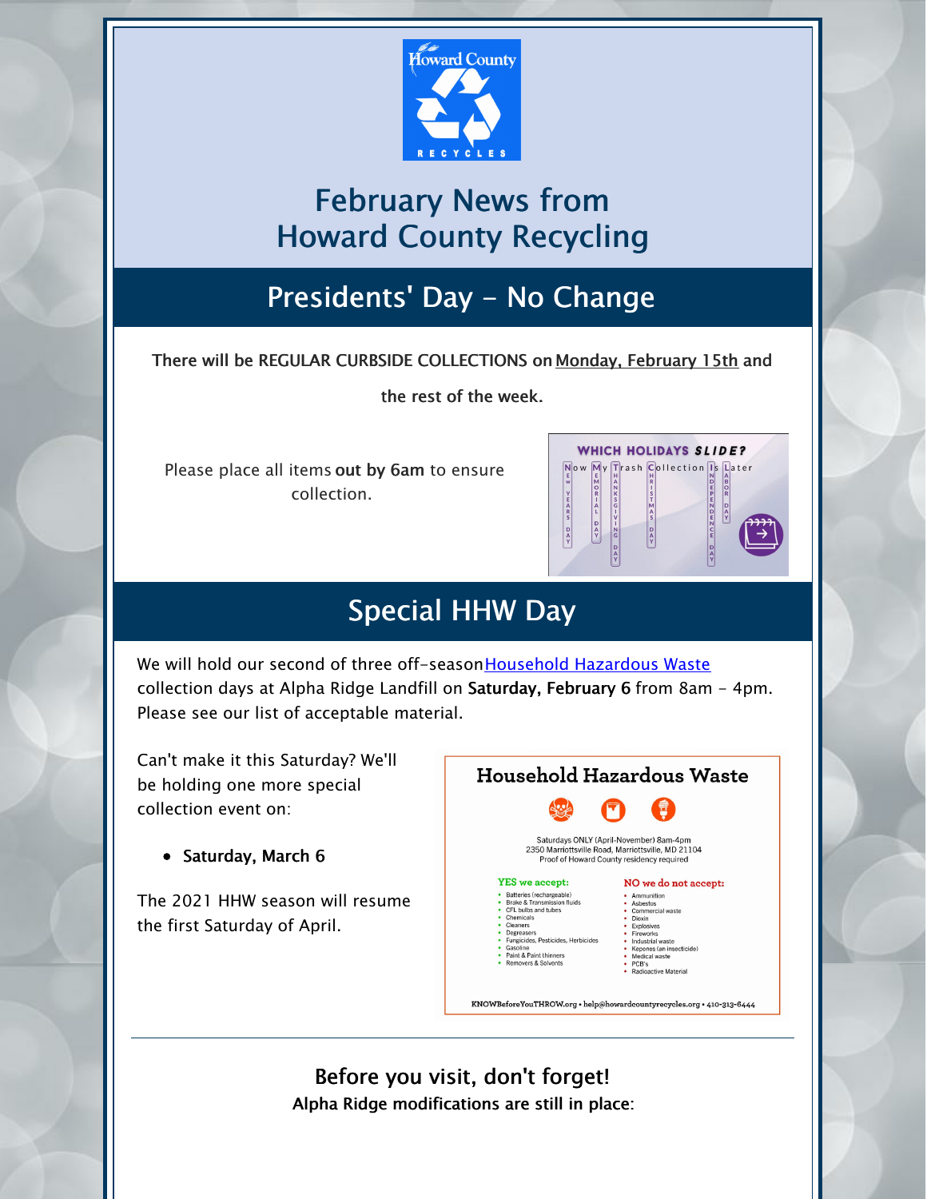# February News from Howard County Recycling

## Presidents' Day - No Change

**There will be REGULAR CURBSIDE COLLECTIONS on Monday, February 15th and the rest of the week.**

Please place all items **out by 6am** to ensure collection.

## Special HHW Day

We will hold our second of three off-season Household Hazardous Waste collection days at Alpha Ridge Landfill on **Saturday, February 6** from 8am - 4pm. Please see our list of acceptable material.

Can't make it this Saturday? We'll be holding one more special collection event on:

- **Saturday, March 6**

The 2021 HHW season will resume the first Saturday of April.

### Household Hazardous Waste

Saturdays ONLY (April-November) 8am-4pm
2350 Marriottsville Road, Marriottsville, MD 21104
Proof of Howard County residency required

**YES we accept:**

- Batteries (rechargeable)
- Brake & Transmission fluids
- CFL bulbs and tubes
- Chemicals
- Cleaners
- Degreasers
- Fungicides, Pesticides, Herbicides
- Gasoline
- Paint & Paint thinners
- Removers & Solvents

**NO we do not accept:**

- Ammunition
- Asbestos
- Commercial waste
- Dioxin
- Explosives
- Fireworks
- Industrial waste
- Kepones (an insecticide)
- Medical waste
- PCB's
- Radioactive Material

KNOWBeforeYouTHROW.org • help@howardcountyrecycles.org • 410-313-6444

---

**Before you visit, don't forget!**

**Alpha Ridge modifications are still in place:**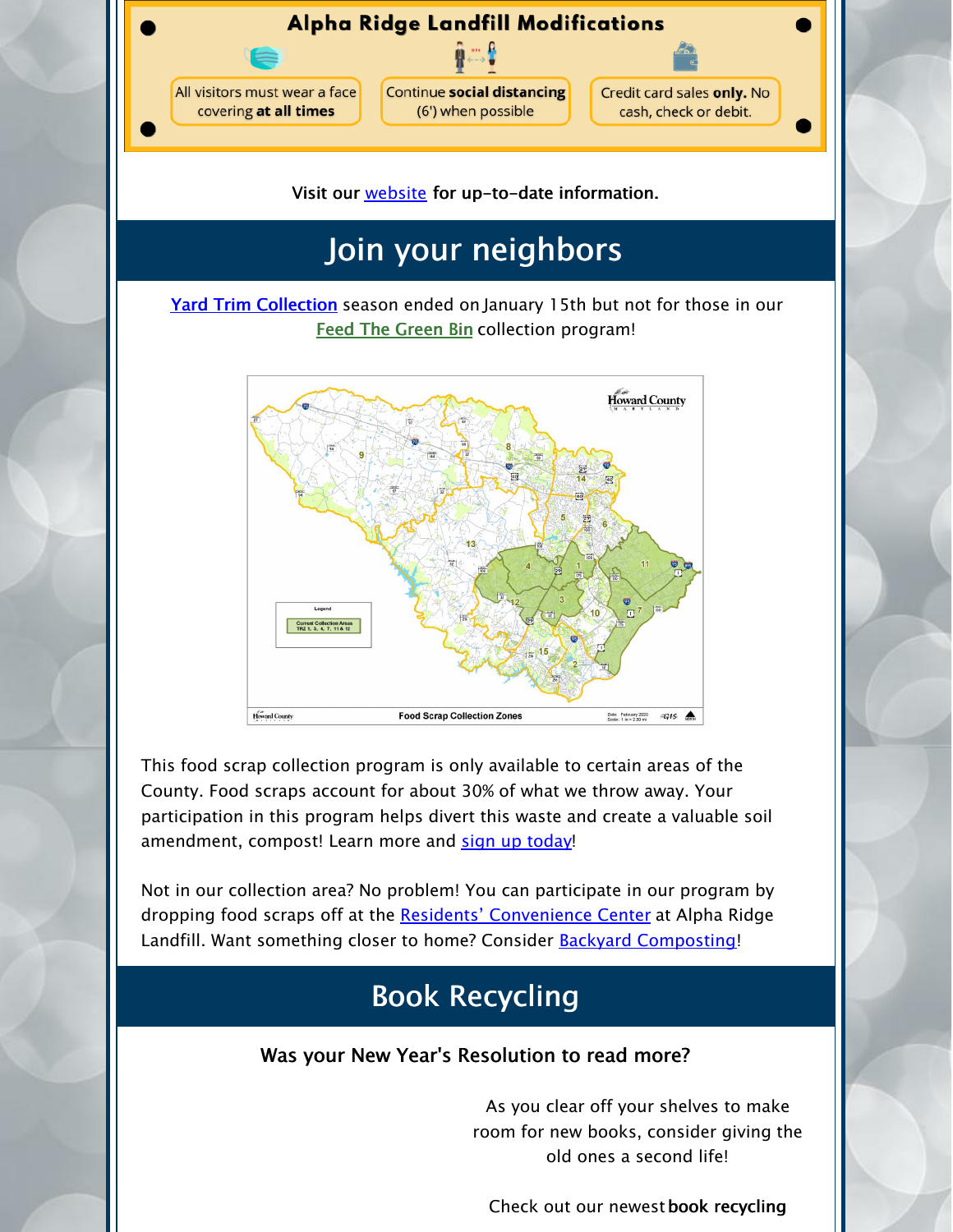## Alpha Ridge Landfill Modifications

- All visitors must wear a face covering **at all times**
- Continue **social distancing** (6') when possible
- Credit card sales **only.** No cash, check or debit.

**Visit our website for up-to-date information.**

# Join your neighbors

Yard Trim Collection season ended on January 15th but not for those in our Feed The Green Bin collection program!

This food scrap collection program is only available to certain areas of the County. Food scraps account for about 30% of what we throw away. Your participation in this program helps divert this waste and create a valuable soil amendment, compost! Learn more and sign up today!

Not in our collection area? No problem! You can participate in our program by dropping food scraps off at the Residents' Convenience Center at Alpha Ridge Landfill. Want something closer to home? Consider Backyard Composting!

# Book Recycling

**Was your New Year's Resolution to read more?**

As you clear off your shelves to make room for new books, consider giving the old ones a second life!

Check out our newest **book recycling**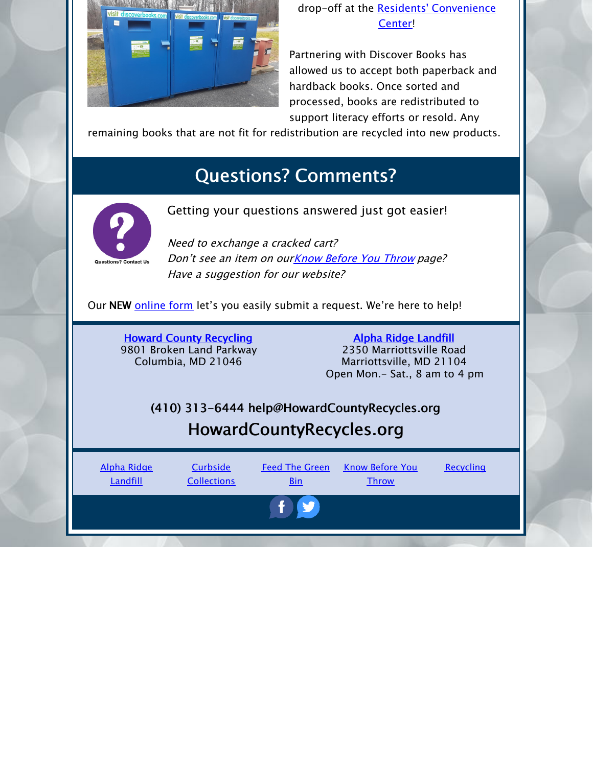drop-off at the Residents' Convenience Center!

Partnering with Discover Books has allowed us to accept both paperback and hardback books. Once sorted and processed, books are redistributed to support literacy efforts or resold. Any remaining books that are not fit for redistribution are recycled into new products.

## Questions? Comments?

Questions? Contact Us

Getting your questions answered just got easier!

*Need to exchange a cracked cart?*
*Don't see an item on our Know Before You Throw page?*
*Have a suggestion for our website?*

Our **NEW** online form let's you easily submit a request. We're here to help!

**Howard County Recycling**
9801 Broken Land Parkway
Columbia, MD 21046

**Alpha Ridge Landfill**
2350 Marriottsville Road
Marriottsville, MD 21104
Open Mon.- Sat., 8 am to 4 pm

(410) 313-6444 help@HowardCountyRecycles.org

HowardCountyRecycles.org

Alpha Ridge Landfill | Curbside Collections | Feed The Green Bin | Know Before You Throw | Recycling